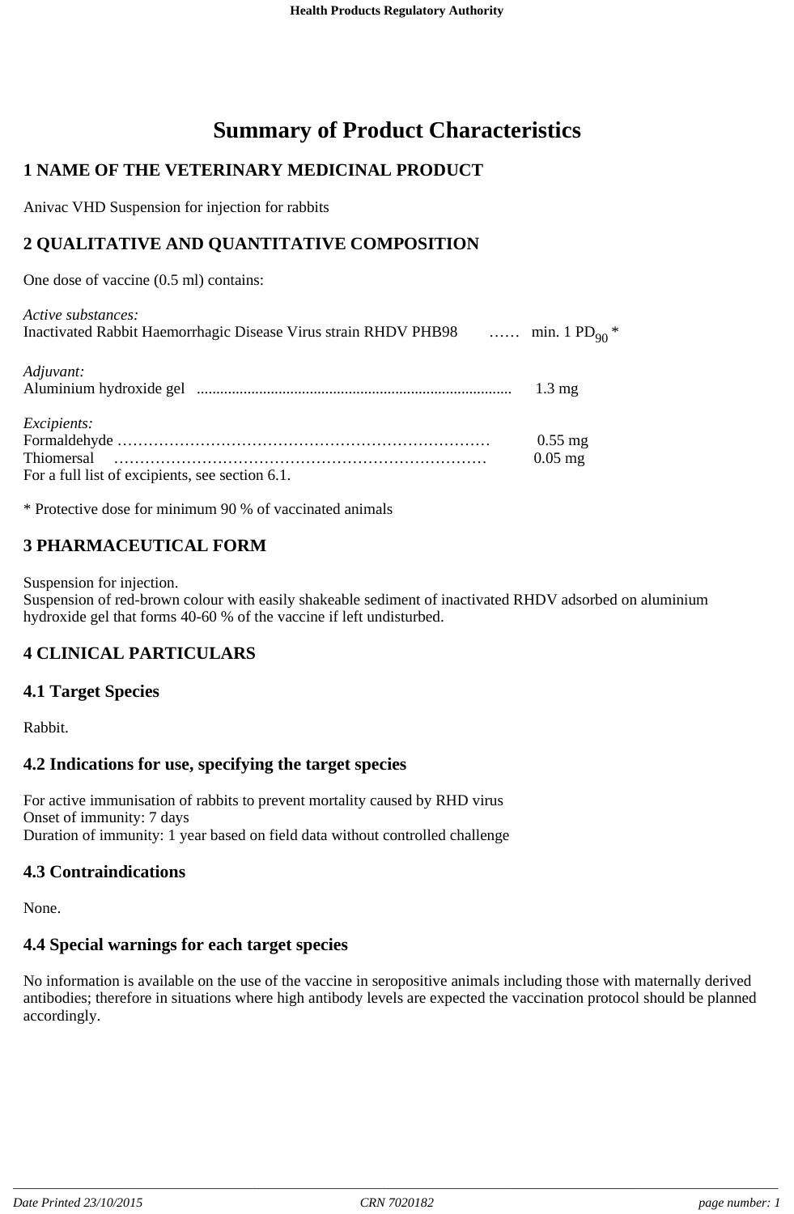# Summary of Product Characteristics

## 1 NAME OF THE VETERINARY MEDICINAL PRODUCT

Anivac VHD Suspension for injection for rabbits

## 2 QUALITATIVE AND QUANTITATIVE COMPOSITION

One dose of vaccine (0.5 ml) contains:

*Active substances:*
Inactivated Rabbit Haemorrhagic Disease Virus strain RHDV PHB98 …… min. 1 $PD_{90}$ *

*Adjuvant:*
Aluminium hydroxide gel ........ 1.3 mg

*Excipients:*
Formaldehyde ……… 0.55 mg
Thiomersal ……… 0.05 mg
For a full list of excipients, see section 6.1.

* Protective dose for minimum 90 % of vaccinated animals

## 3 PHARMACEUTICAL FORM

Suspension for injection.
Suspension of red-brown colour with easily shakeable sediment of inactivated RHDV adsorbed on aluminium hydroxide gel that forms 40-60 % of the vaccine if left undisturbed.

## 4 CLINICAL PARTICULARS

### 4.1 Target Species

Rabbit.

### 4.2 Indications for use, specifying the target species

For active immunisation of rabbits to prevent mortality caused by RHD virus
Onset of immunity: 7 days
Duration of immunity: 1 year based on field data without controlled challenge

### 4.3 Contraindications

None.

### 4.4 Special warnings for each target species

No information is available on the use of the vaccine in seropositive animals including those with maternally derived antibodies; therefore in situations where high antibody levels are expected the vaccination protocol should be planned accordingly.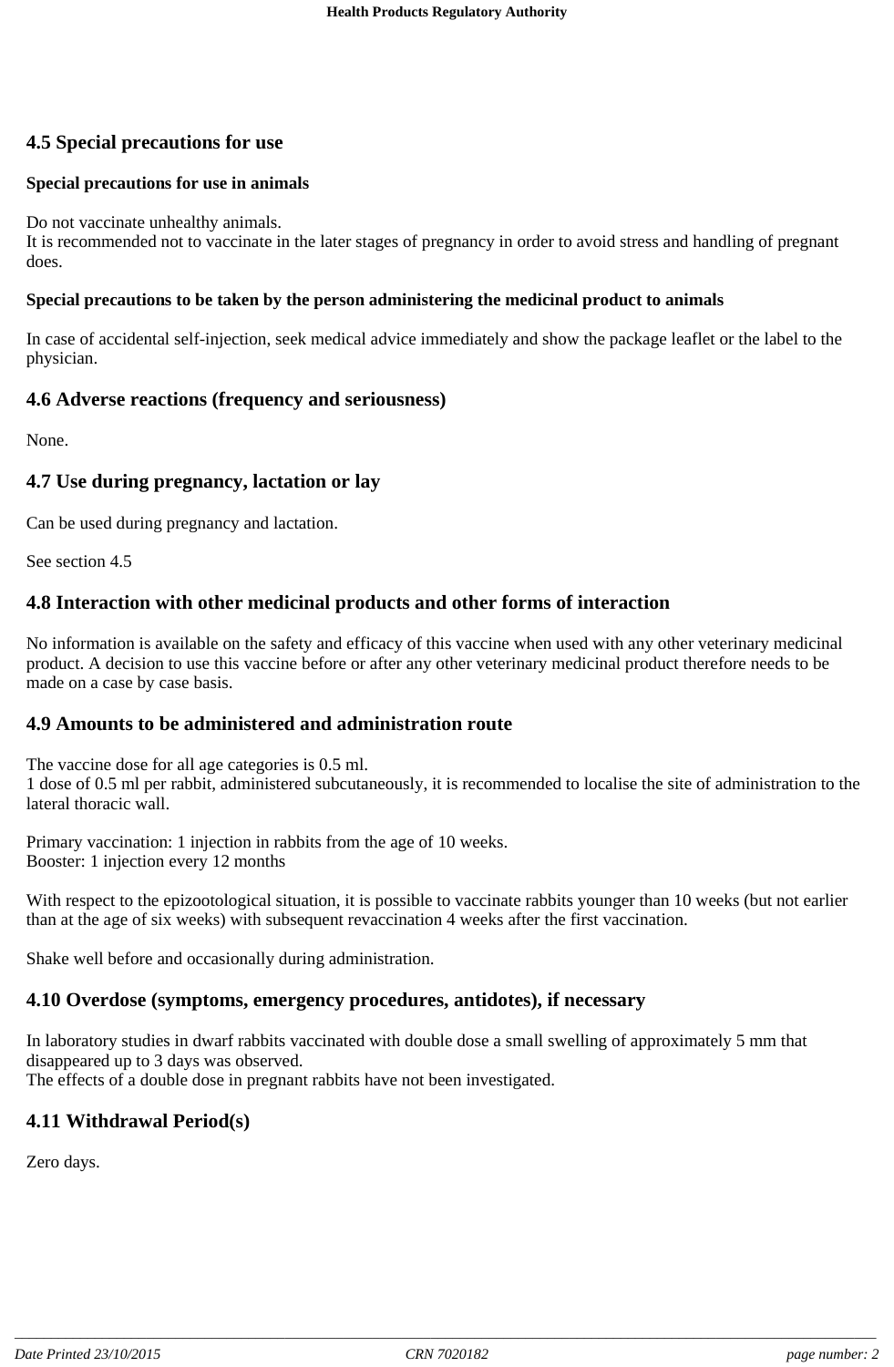## 4.5 Special precautions for use

### Special precautions for use in animals

Do not vaccinate unhealthy animals.
It is recommended not to vaccinate in the later stages of pregnancy in order to avoid stress and handling of pregnant does.

### Special precautions to be taken by the person administering the medicinal product to animals

In case of accidental self-injection, seek medical advice immediately and show the package leaflet or the label to the physician.

## 4.6 Adverse reactions (frequency and seriousness)

None.

## 4.7 Use during pregnancy, lactation or lay

Can be used during pregnancy and lactation.

See section 4.5

## 4.8 Interaction with other medicinal products and other forms of interaction

No information is available on the safety and efficacy of this vaccine when used with any other veterinary medicinal product. A decision to use this vaccine before or after any other veterinary medicinal product therefore needs to be made on a case by case basis.

## 4.9 Amounts to be administered and administration route

The vaccine dose for all age categories is 0.5 ml.
1 dose of 0.5 ml per rabbit, administered subcutaneously, it is recommended to localise the site of administration to the lateral thoracic wall.

Primary vaccination: 1 injection in rabbits from the age of 10 weeks.
Booster: 1 injection every 12 months

With respect to the epizootological situation, it is possible to vaccinate rabbits younger than 10 weeks (but not earlier than at the age of six weeks) with subsequent revaccination 4 weeks after the first vaccination.

Shake well before and occasionally during administration.

## 4.10 Overdose (symptoms, emergency procedures, antidotes), if necessary

In laboratory studies in dwarf rabbits vaccinated with double dose a small swelling of approximately 5 mm that disappeared up to 3 days was observed.
The effects of a double dose in pregnant rabbits have not been investigated.

## 4.11 Withdrawal Period(s)

Zero days.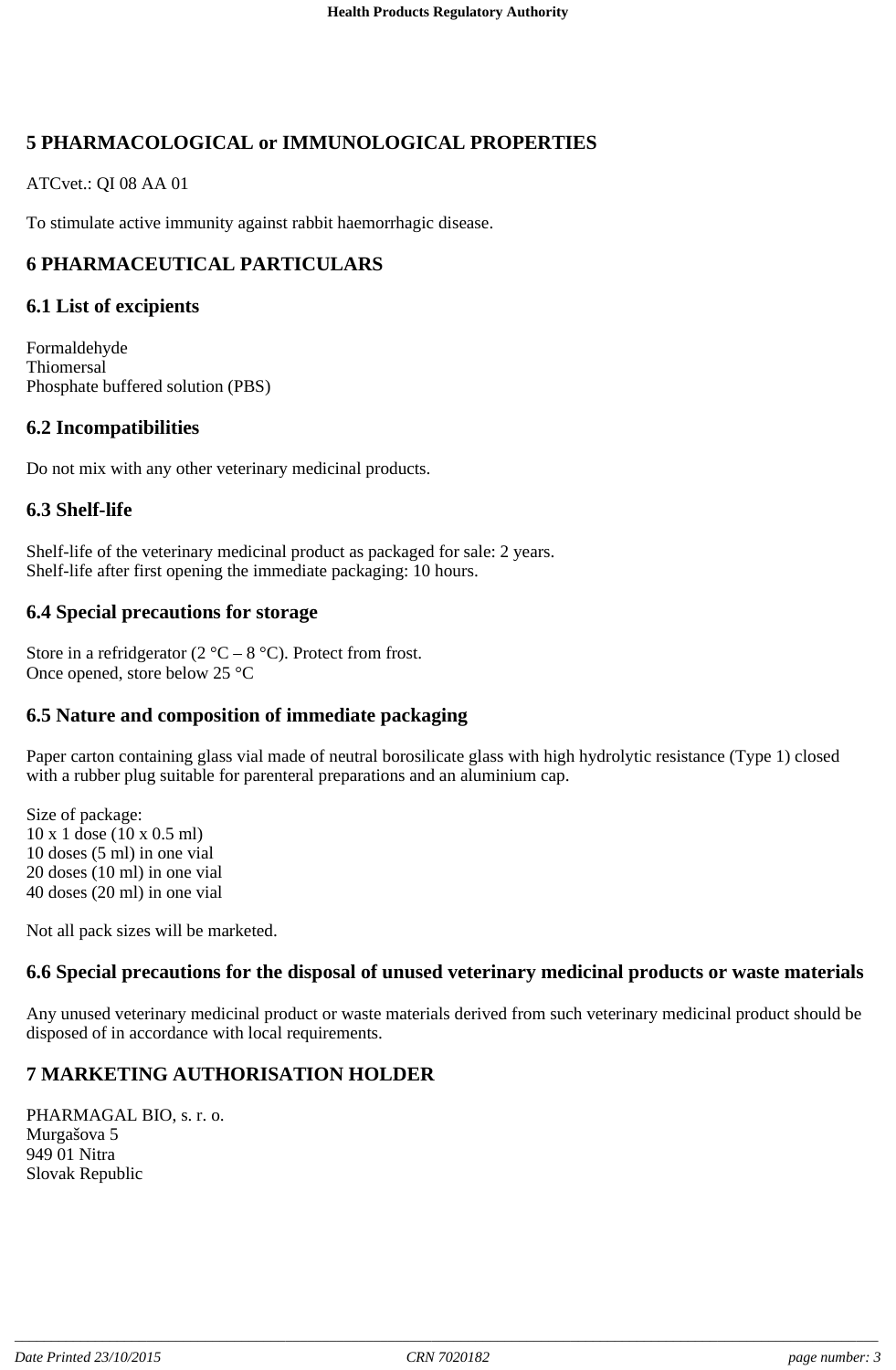## 5 PHARMACOLOGICAL or IMMUNOLOGICAL PROPERTIES

ATCvet.: QI 08 AA 01

To stimulate active immunity against rabbit haemorrhagic disease.

## 6 PHARMACEUTICAL PARTICULARS

### 6.1 List of excipients

Formaldehyde
Thiomersal
Phosphate buffered solution (PBS)

### 6.2 Incompatibilities

Do not mix with any other veterinary medicinal products.

### 6.3 Shelf-life

Shelf-life of the veterinary medicinal product as packaged for sale: 2 years.
Shelf-life after first opening the immediate packaging: 10 hours.

### 6.4 Special precautions for storage

Store in a refridgerator (2 °C – 8 °C). Protect from frost.
Once opened, store below 25 °C

### 6.5 Nature and composition of immediate packaging

Paper carton containing glass vial made of neutral borosilicate glass with high hydrolytic resistance (Type 1) closed with a rubber plug suitable for parenteral preparations and an aluminium cap.

Size of package:
10 x 1 dose (10 x 0.5 ml)
10 doses (5 ml) in one vial
20 doses (10 ml) in one vial
40 doses (20 ml) in one vial

Not all pack sizes will be marketed.

### 6.6 Special precautions for the disposal of unused veterinary medicinal products or waste materials

Any unused veterinary medicinal product or waste materials derived from such veterinary medicinal product should be disposed of in accordance with local requirements.

## 7 MARKETING AUTHORISATION HOLDER

PHARMAGAL BIO, s. r. o.
Murgašova 5
949 01 Nitra
Slovak Republic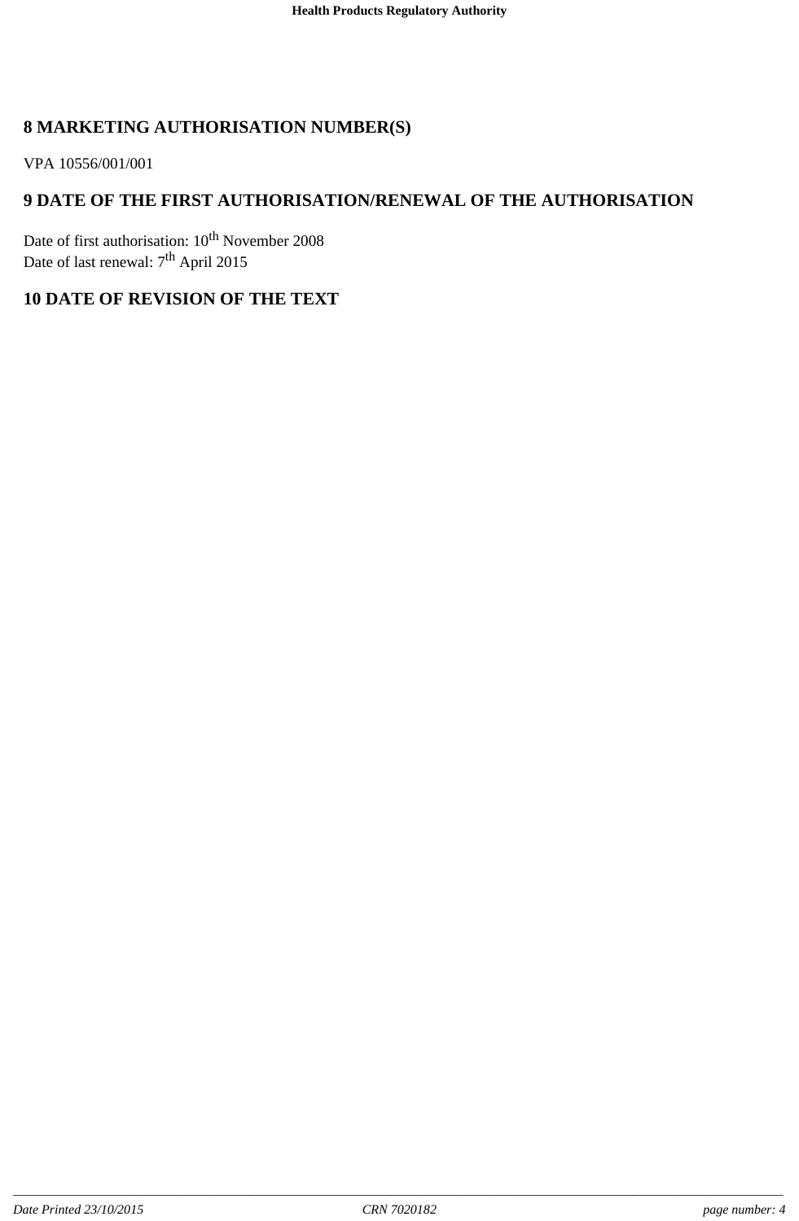## 8 MARKETING AUTHORISATION NUMBER(S)

VPA 10556/001/001

## 9 DATE OF THE FIRST AUTHORISATION/RENEWAL OF THE AUTHORISATION

Date of first authorisation: 10th November 2008
Date of last renewal: 7th April 2015

## 10 DATE OF REVISION OF THE TEXT